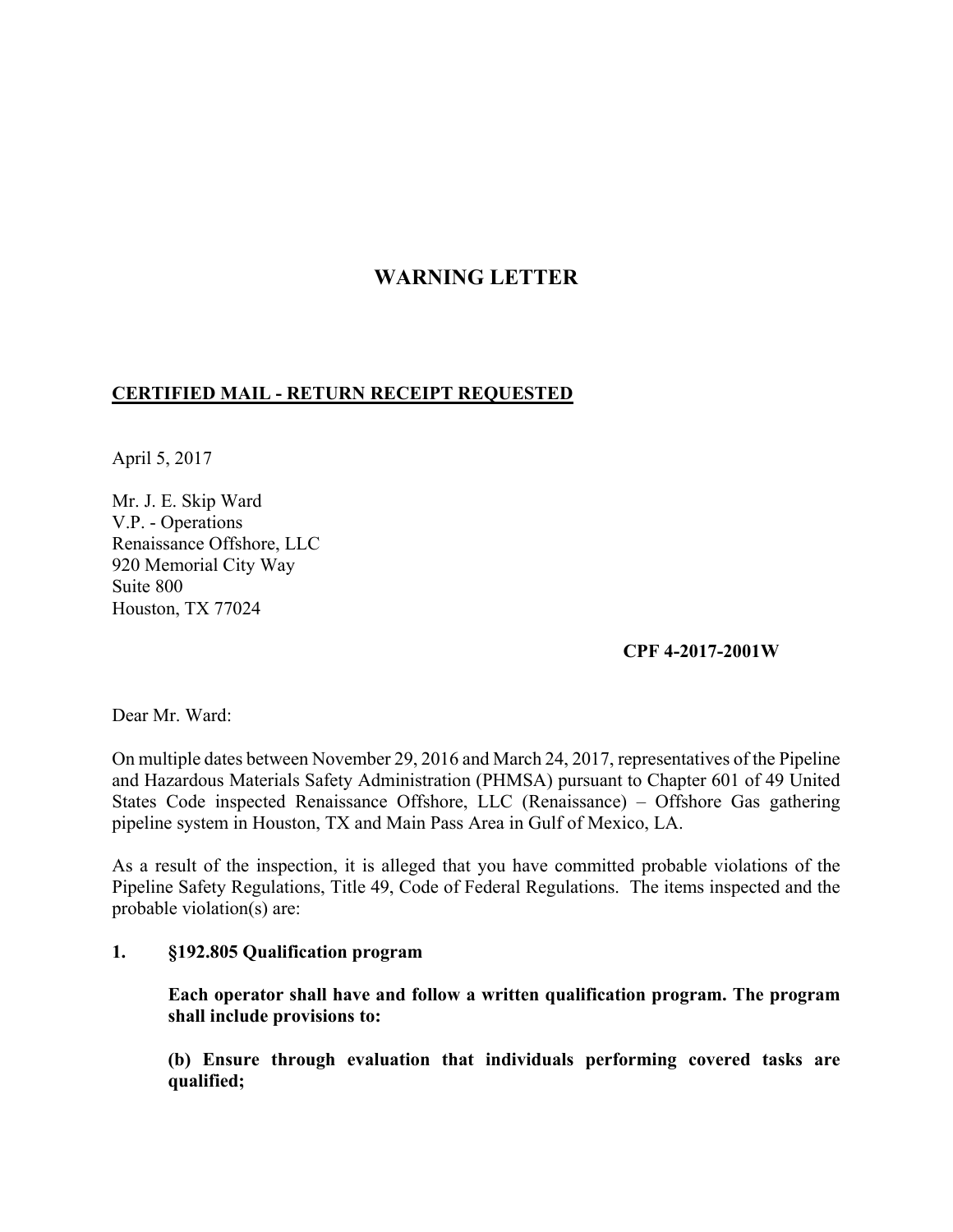# WARNING LETTER

**CERTIFIED MAIL - RETURN RECEIPT REQUESTED**

April 5, 2017

Mr. J. E. Skip Ward
V.P. - Operations
Renaissance Offshore, LLC
920 Memorial City Way
Suite 800
Houston, TX 77024

**CPF 4-2017-2001W**

Dear Mr. Ward:

On multiple dates between November 29, 2016 and March 24, 2017, representatives of the Pipeline and Hazardous Materials Safety Administration (PHMSA) pursuant to Chapter 601 of 49 United States Code inspected Renaissance Offshore, LLC (Renaissance) – Offshore Gas gathering pipeline system in Houston, TX and Main Pass Area in Gulf of Mexico, LA.

As a result of the inspection, it is alleged that you have committed probable violations of the Pipeline Safety Regulations, Title 49, Code of Federal Regulations. The items inspected and the probable violation(s) are:

**1. §192.805 Qualification program**

**Each operator shall have and follow a written qualification program. The program shall include provisions to:**

**(b) Ensure through evaluation that individuals performing covered tasks are qualified;**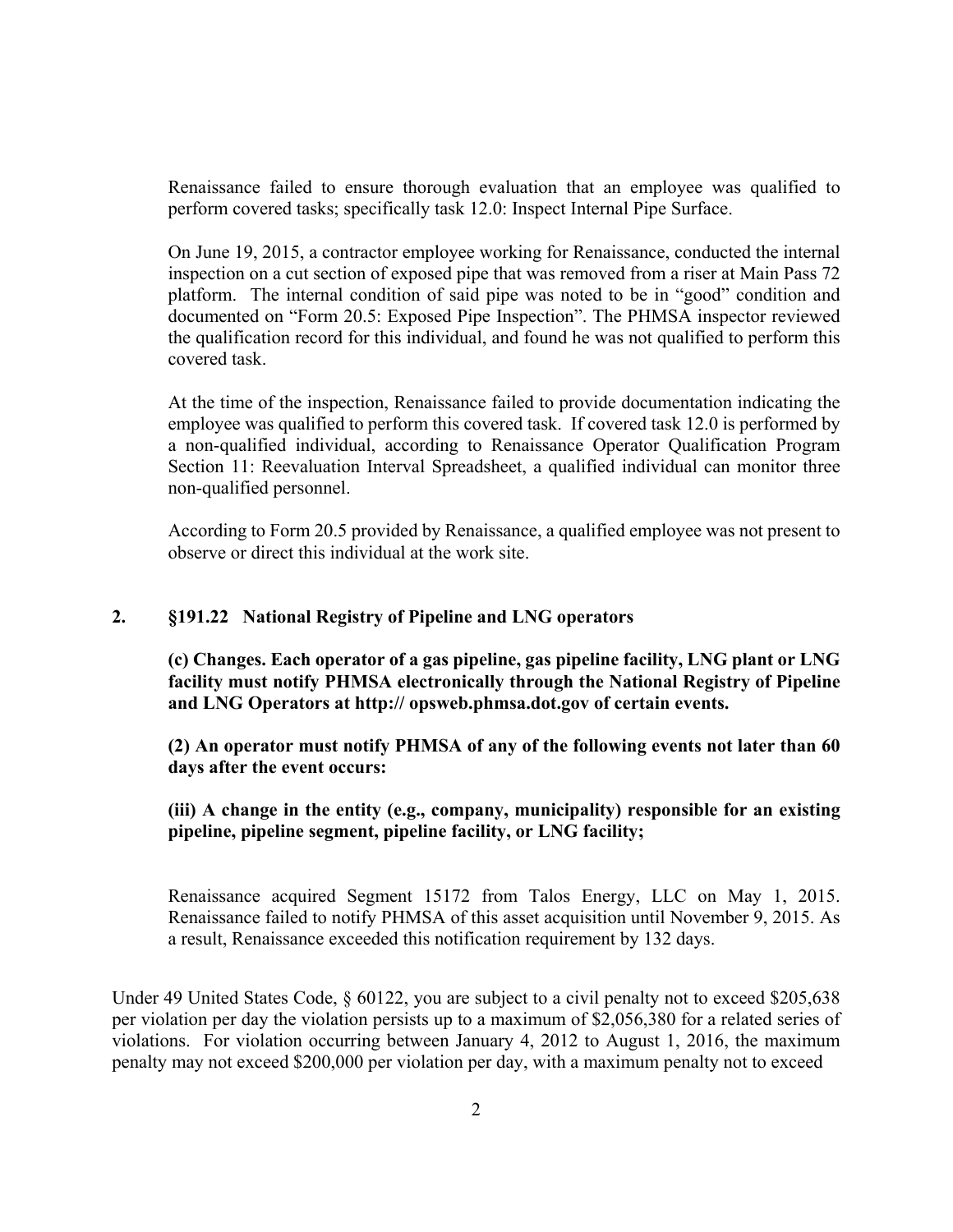Renaissance failed to ensure thorough evaluation that an employee was qualified to perform covered tasks; specifically task 12.0: Inspect Internal Pipe Surface.

On June 19, 2015, a contractor employee working for Renaissance, conducted the internal inspection on a cut section of exposed pipe that was removed from a riser at Main Pass 72 platform. The internal condition of said pipe was noted to be in "good" condition and documented on "Form 20.5: Exposed Pipe Inspection". The PHMSA inspector reviewed the qualification record for this individual, and found he was not qualified to perform this covered task.

At the time of the inspection, Renaissance failed to provide documentation indicating the employee was qualified to perform this covered task. If covered task 12.0 is performed by a non-qualified individual, according to Renaissance Operator Qualification Program Section 11: Reevaluation Interval Spreadsheet, a qualified individual can monitor three non-qualified personnel.

According to Form 20.5 provided by Renaissance, a qualified employee was not present to observe or direct this individual at the work site.

**2. §191.22 National Registry of Pipeline and LNG operators**

**(c) Changes. Each operator of a gas pipeline, gas pipeline facility, LNG plant or LNG facility must notify PHMSA electronically through the National Registry of Pipeline and LNG Operators at http:// opsweb.phmsa.dot.gov of certain events.**

**(2) An operator must notify PHMSA of any of the following events not later than 60 days after the event occurs:**

**(iii) A change in the entity (e.g., company, municipality) responsible for an existing pipeline, pipeline segment, pipeline facility, or LNG facility;**

Renaissance acquired Segment 15172 from Talos Energy, LLC on May 1, 2015. Renaissance failed to notify PHMSA of this asset acquisition until November 9, 2015. As a result, Renaissance exceeded this notification requirement by 132 days.

Under 49 United States Code, § 60122, you are subject to a civil penalty not to exceed $205,638 per violation per day the violation persists up to a maximum of $2,056,380 for a related series of violations. For violation occurring between January 4, 2012 to August 1, 2016, the maximum penalty may not exceed $200,000 per violation per day, with a maximum penalty not to exceed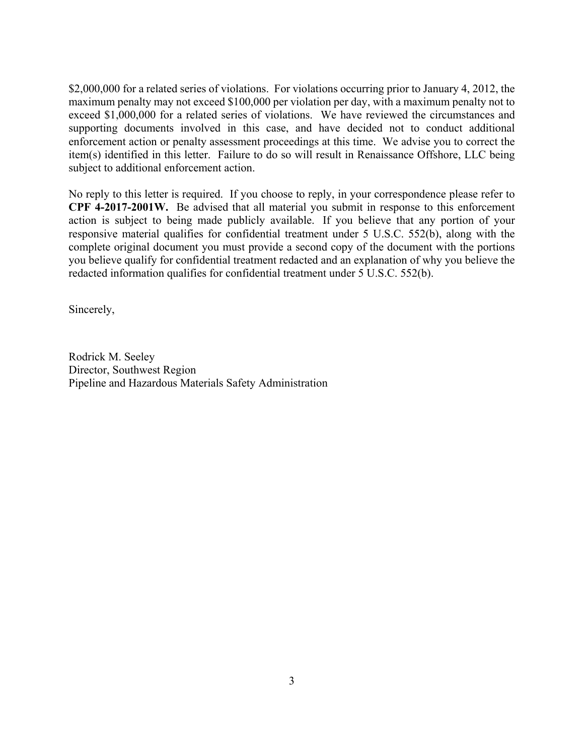$2,000,000 for a related series of violations. For violations occurring prior to January 4, 2012, the maximum penalty may not exceed $100,000 per violation per day, with a maximum penalty not to exceed $1,000,000 for a related series of violations. We have reviewed the circumstances and supporting documents involved in this case, and have decided not to conduct additional enforcement action or penalty assessment proceedings at this time. We advise you to correct the item(s) identified in this letter. Failure to do so will result in Renaissance Offshore, LLC being subject to additional enforcement action.

No reply to this letter is required. If you choose to reply, in your correspondence please refer to **CPF 4-2017-2001W.** Be advised that all material you submit in response to this enforcement action is subject to being made publicly available. If you believe that any portion of your responsive material qualifies for confidential treatment under 5 U.S.C. 552(b), along with the complete original document you must provide a second copy of the document with the portions you believe qualify for confidential treatment redacted and an explanation of why you believe the redacted information qualifies for confidential treatment under 5 U.S.C. 552(b).

Sincerely,

Rodrick M. Seeley
Director, Southwest Region
Pipeline and Hazardous Materials Safety Administration